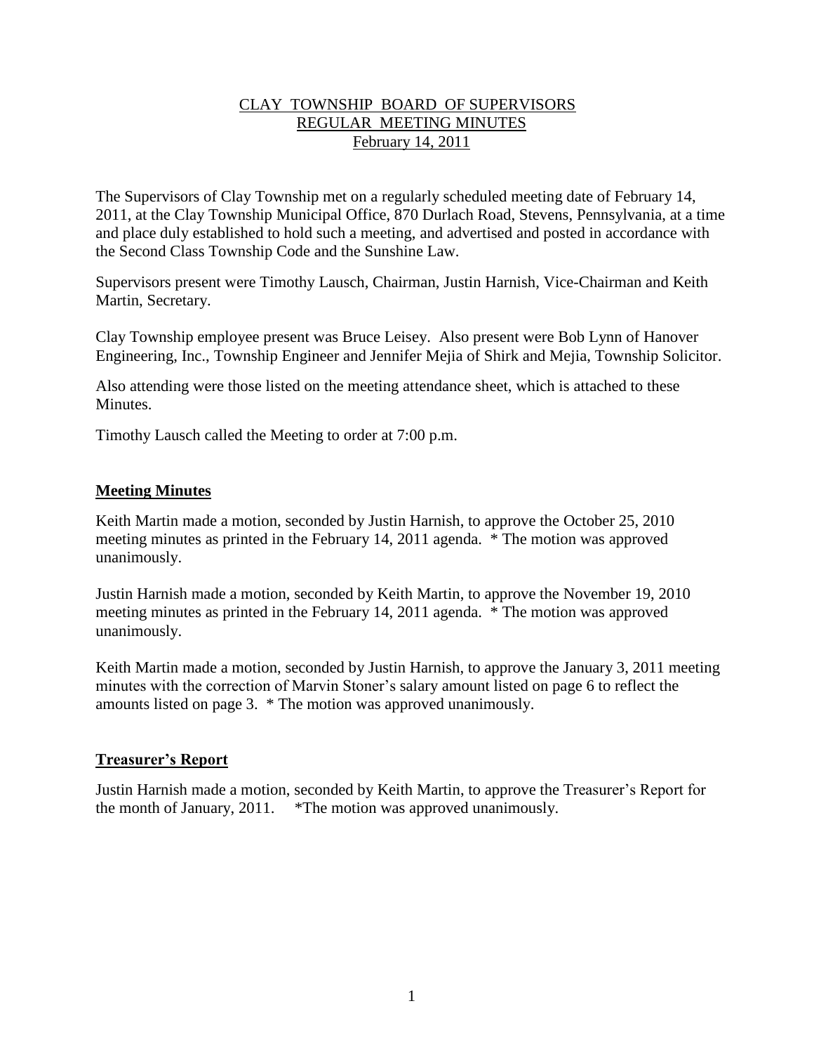# CLAY TOWNSHIP BOARD OF SUPERVISORS
## REGULAR MEETING MINUTES
### February 14, 2011

The Supervisors of Clay Township met on a regularly scheduled meeting date of February 14, 2011, at the Clay Township Municipal Office, 870 Durlach Road, Stevens, Pennsylvania, at a time and place duly established to hold such a meeting, and advertised and posted in accordance with the Second Class Township Code and the Sunshine Law.

Supervisors present were Timothy Lausch, Chairman, Justin Harnish, Vice-Chairman and Keith Martin, Secretary.

Clay Township employee present was Bruce Leisey. Also present were Bob Lynn of Hanover Engineering, Inc., Township Engineer and Jennifer Mejia of Shirk and Mejia, Township Solicitor.

Also attending were those listed on the meeting attendance sheet, which is attached to these Minutes.

Timothy Lausch called the Meeting to order at 7:00 p.m.

**Meeting Minutes**

Keith Martin made a motion, seconded by Justin Harnish, to approve the October 25, 2010 meeting minutes as printed in the February 14, 2011 agenda. * The motion was approved unanimously.

Justin Harnish made a motion, seconded by Keith Martin, to approve the November 19, 2010 meeting minutes as printed in the February 14, 2011 agenda. * The motion was approved unanimously.

Keith Martin made a motion, seconded by Justin Harnish, to approve the January 3, 2011 meeting minutes with the correction of Marvin Stoner's salary amount listed on page 6 to reflect the amounts listed on page 3. * The motion was approved unanimously.

**Treasurer's Report**

Justin Harnish made a motion, seconded by Keith Martin, to approve the Treasurer's Report for the month of January, 2011. *The motion was approved unanimously.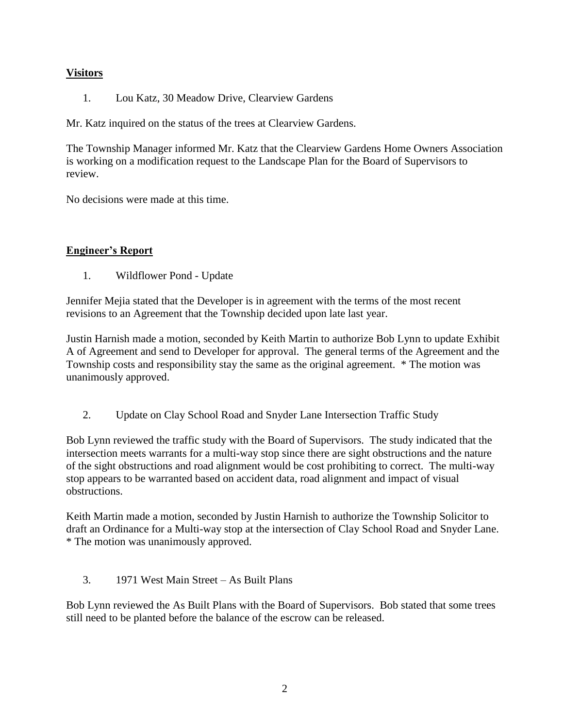## Visitors

1. Lou Katz, 30 Meadow Drive, Clearview Gardens

Mr. Katz inquired on the status of the trees at Clearview Gardens.

The Township Manager informed Mr. Katz that the Clearview Gardens Home Owners Association is working on a modification request to the Landscape Plan for the Board of Supervisors to review.

No decisions were made at this time.

## Engineer's Report

1. Wildflower Pond - Update

Jennifer Mejia stated that the Developer is in agreement with the terms of the most recent revisions to an Agreement that the Township decided upon late last year.

Justin Harnish made a motion, seconded by Keith Martin to authorize Bob Lynn to update Exhibit A of Agreement and send to Developer for approval. The general terms of the Agreement and the Township costs and responsibility stay the same as the original agreement. * The motion was unanimously approved.

2. Update on Clay School Road and Snyder Lane Intersection Traffic Study

Bob Lynn reviewed the traffic study with the Board of Supervisors. The study indicated that the intersection meets warrants for a multi-way stop since there are sight obstructions and the nature of the sight obstructions and road alignment would be cost prohibiting to correct. The multi-way stop appears to be warranted based on accident data, road alignment and impact of visual obstructions.

Keith Martin made a motion, seconded by Justin Harnish to authorize the Township Solicitor to draft an Ordinance for a Multi-way stop at the intersection of Clay School Road and Snyder Lane. * The motion was unanimously approved.

3. 1971 West Main Street – As Built Plans

Bob Lynn reviewed the As Built Plans with the Board of Supervisors. Bob stated that some trees still need to be planted before the balance of the escrow can be released.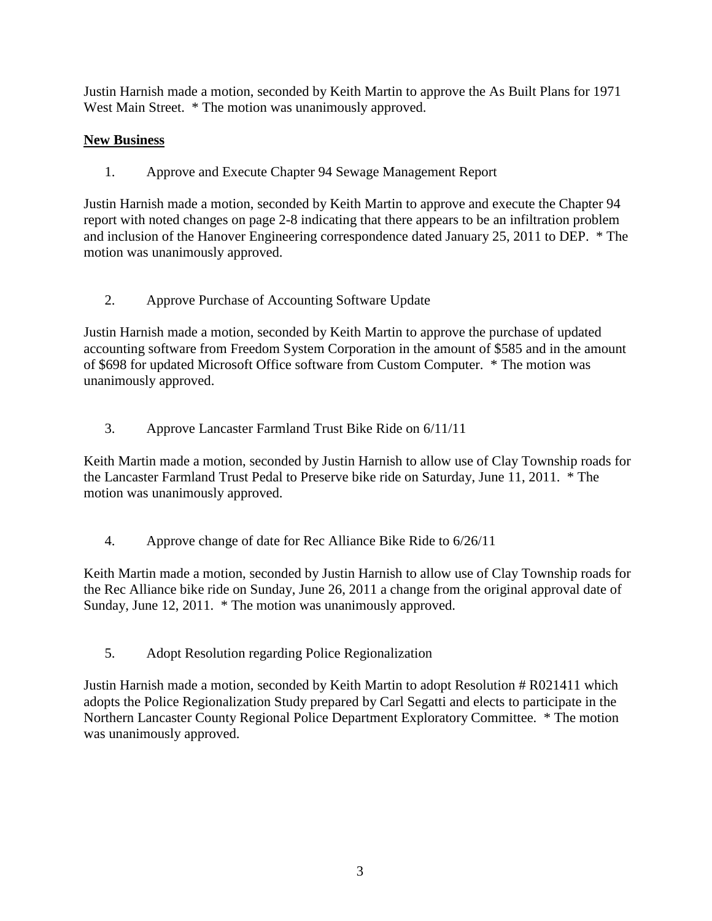Justin Harnish made a motion, seconded by Keith Martin to approve the As Built Plans for 1971 West Main Street. * The motion was unanimously approved.

**New Business**

1. Approve and Execute Chapter 94 Sewage Management Report

Justin Harnish made a motion, seconded by Keith Martin to approve and execute the Chapter 94 report with noted changes on page 2-8 indicating that there appears to be an infiltration problem and inclusion of the Hanover Engineering correspondence dated January 25, 2011 to DEP. * The motion was unanimously approved.

2. Approve Purchase of Accounting Software Update

Justin Harnish made a motion, seconded by Keith Martin to approve the purchase of updated accounting software from Freedom System Corporation in the amount of $585 and in the amount of $698 for updated Microsoft Office software from Custom Computer. * The motion was unanimously approved.

3. Approve Lancaster Farmland Trust Bike Ride on 6/11/11

Keith Martin made a motion, seconded by Justin Harnish to allow use of Clay Township roads for the Lancaster Farmland Trust Pedal to Preserve bike ride on Saturday, June 11, 2011. * The motion was unanimously approved.

4. Approve change of date for Rec Alliance Bike Ride to 6/26/11

Keith Martin made a motion, seconded by Justin Harnish to allow use of Clay Township roads for the Rec Alliance bike ride on Sunday, June 26, 2011 a change from the original approval date of Sunday, June 12, 2011. * The motion was unanimously approved.

5. Adopt Resolution regarding Police Regionalization

Justin Harnish made a motion, seconded by Keith Martin to adopt Resolution # R021411 which adopts the Police Regionalization Study prepared by Carl Segatti and elects to participate in the Northern Lancaster County Regional Police Department Exploratory Committee. * The motion was unanimously approved.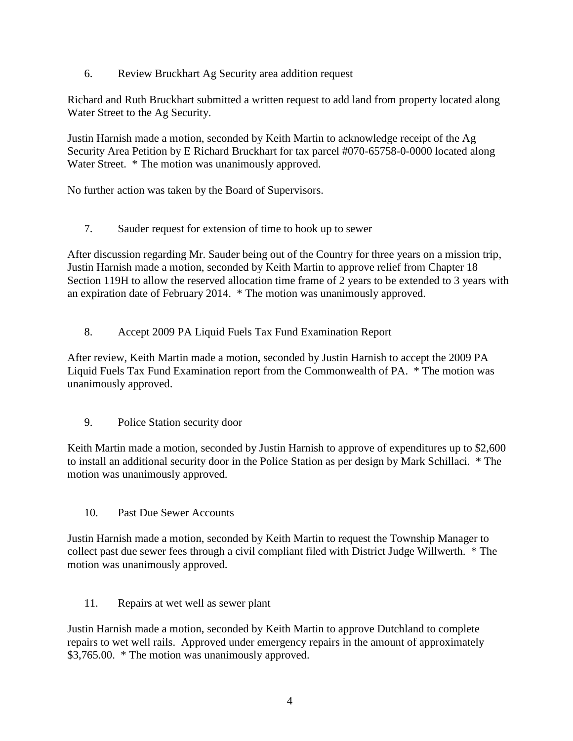6. Review Bruckhart Ag Security area addition request

Richard and Ruth Bruckhart submitted a written request to add land from property located along Water Street to the Ag Security.

Justin Harnish made a motion, seconded by Keith Martin to acknowledge receipt of the Ag Security Area Petition by E Richard Bruckhart for tax parcel #070-65758-0-0000 located along Water Street. * The motion was unanimously approved.

No further action was taken by the Board of Supervisors.

7. Sauder request for extension of time to hook up to sewer

After discussion regarding Mr. Sauder being out of the Country for three years on a mission trip, Justin Harnish made a motion, seconded by Keith Martin to approve relief from Chapter 18 Section 119H to allow the reserved allocation time frame of 2 years to be extended to 3 years with an expiration date of February 2014. * The motion was unanimously approved.

8. Accept 2009 PA Liquid Fuels Tax Fund Examination Report

After review, Keith Martin made a motion, seconded by Justin Harnish to accept the 2009 PA Liquid Fuels Tax Fund Examination report from the Commonwealth of PA. * The motion was unanimously approved.

9. Police Station security door

Keith Martin made a motion, seconded by Justin Harnish to approve of expenditures up to $2,600 to install an additional security door in the Police Station as per design by Mark Schillaci. * The motion was unanimously approved.

10. Past Due Sewer Accounts

Justin Harnish made a motion, seconded by Keith Martin to request the Township Manager to collect past due sewer fees through a civil compliant filed with District Judge Willwerth. * The motion was unanimously approved.

11. Repairs at wet well as sewer plant

Justin Harnish made a motion, seconded by Keith Martin to approve Dutchland to complete repairs to wet well rails. Approved under emergency repairs in the amount of approximately $3,765.00. * The motion was unanimously approved.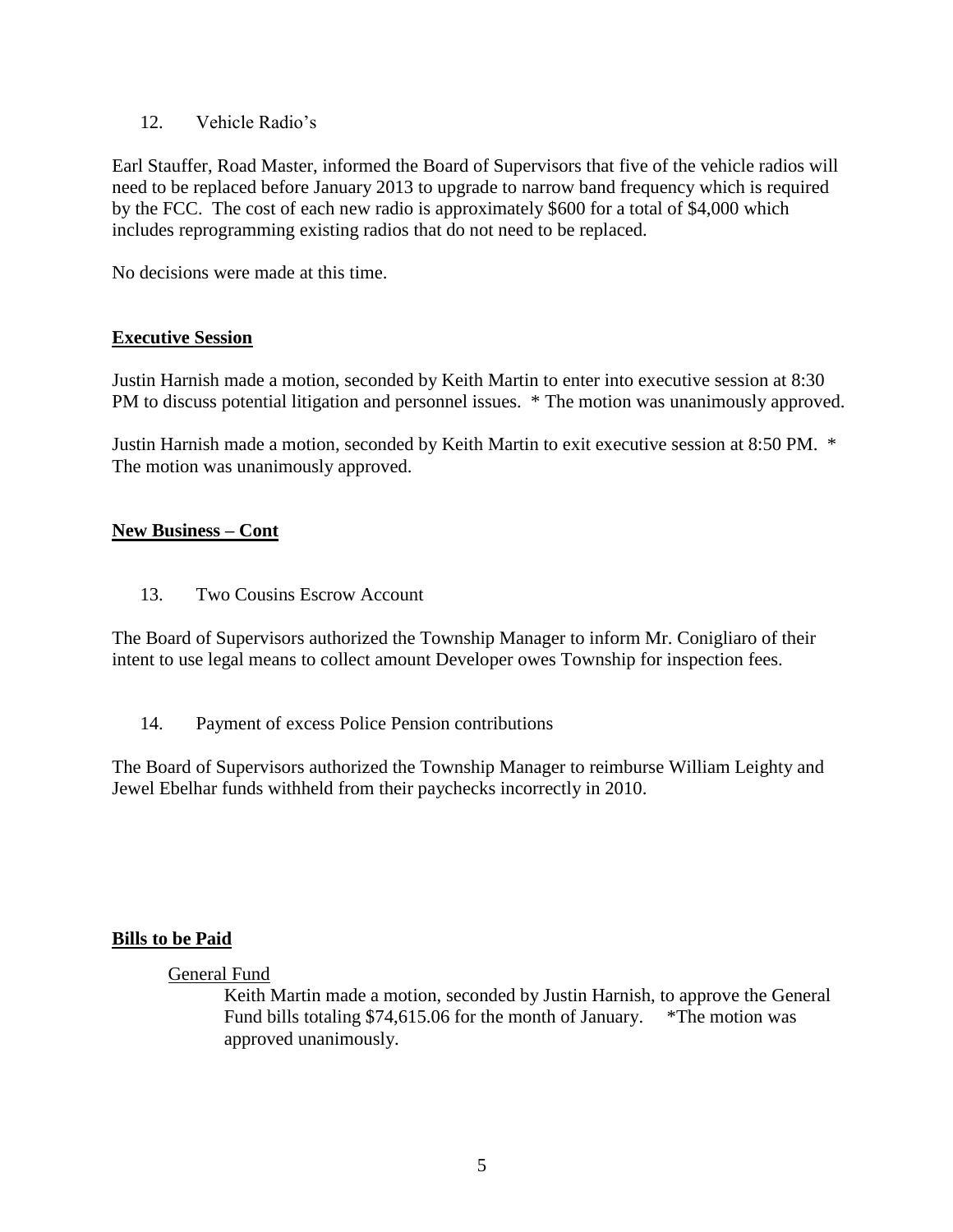12. Vehicle Radio's

Earl Stauffer, Road Master, informed the Board of Supervisors that five of the vehicle radios will need to be replaced before January 2013 to upgrade to narrow band frequency which is required by the FCC. The cost of each new radio is approximately $600 for a total of $4,000 which includes reprogramming existing radios that do not need to be replaced.

No decisions were made at this time.

## Executive Session

Justin Harnish made a motion, seconded by Keith Martin to enter into executive session at 8:30 PM to discuss potential litigation and personnel issues. * The motion was unanimously approved.

Justin Harnish made a motion, seconded by Keith Martin to exit executive session at 8:50 PM. * The motion was unanimously approved.

## New Business – Cont

13. Two Cousins Escrow Account

The Board of Supervisors authorized the Township Manager to inform Mr. Conigliaro of their intent to use legal means to collect amount Developer owes Township for inspection fees.

14. Payment of excess Police Pension contributions

The Board of Supervisors authorized the Township Manager to reimburse William Leighty and Jewel Ebelhar funds withheld from their paychecks incorrectly in 2010.

## Bills to be Paid

General Fund

Keith Martin made a motion, seconded by Justin Harnish, to approve the General Fund bills totaling $74,615.06 for the month of January. *The motion was approved unanimously.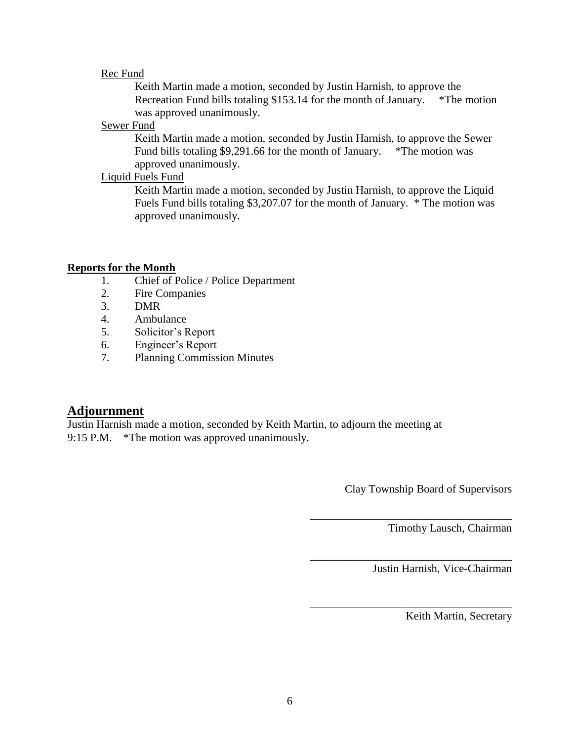Rec Fund

Keith Martin made a motion, seconded by Justin Harnish, to approve the Recreation Fund bills totaling $153.14 for the month of January. *The motion was approved unanimously.

Sewer Fund

Keith Martin made a motion, seconded by Justin Harnish, to approve the Sewer Fund bills totaling $9,291.66 for the month of January. *The motion was approved unanimously.

Liquid Fuels Fund

Keith Martin made a motion, seconded by Justin Harnish, to approve the Liquid Fuels Fund bills totaling $3,207.07 for the month of January. * The motion was approved unanimously.

**Reports for the Month**

1. Chief of Police / Police Department
2. Fire Companies
3. DMR
4. Ambulance
5. Solicitor's Report
6. Engineer's Report
7. Planning Commission Minutes

## Adjournment

Justin Harnish made a motion, seconded by Keith Martin, to adjourn the meeting at 9:15 P.M. *The motion was approved unanimously.

Clay Township Board of Supervisors

_____________________________________
Timothy Lausch, Chairman

_____________________________________
Justin Harnish, Vice-Chairman

_____________________________________
Keith Martin, Secretary